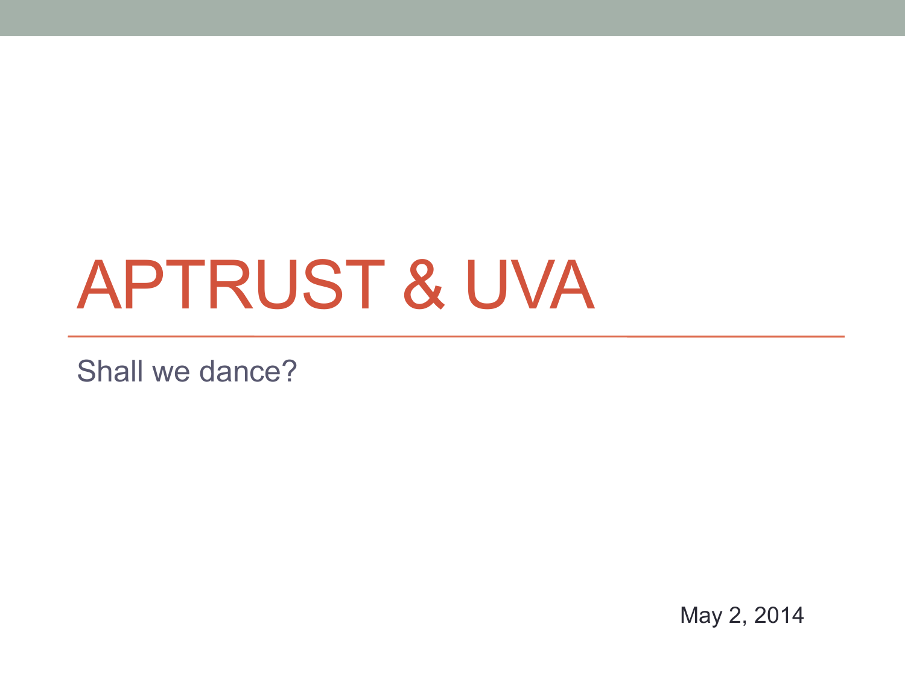# APTRUST & UVA

Shall we dance?

May 2, 2014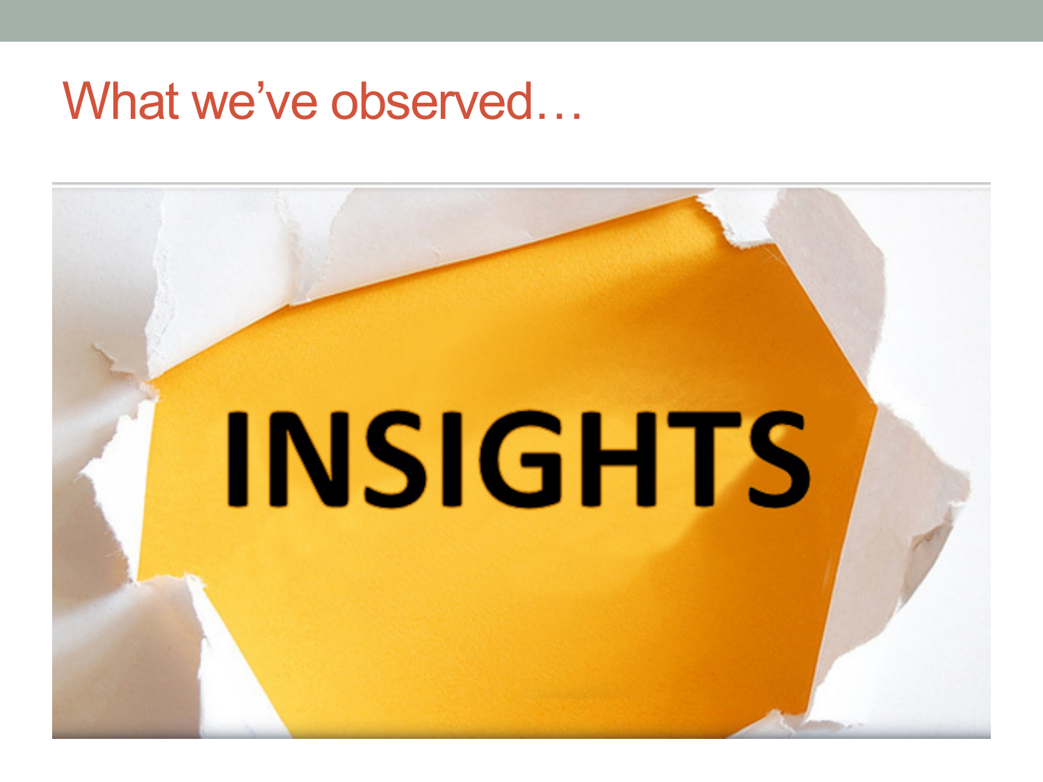# What we've observed…

INSIGHTS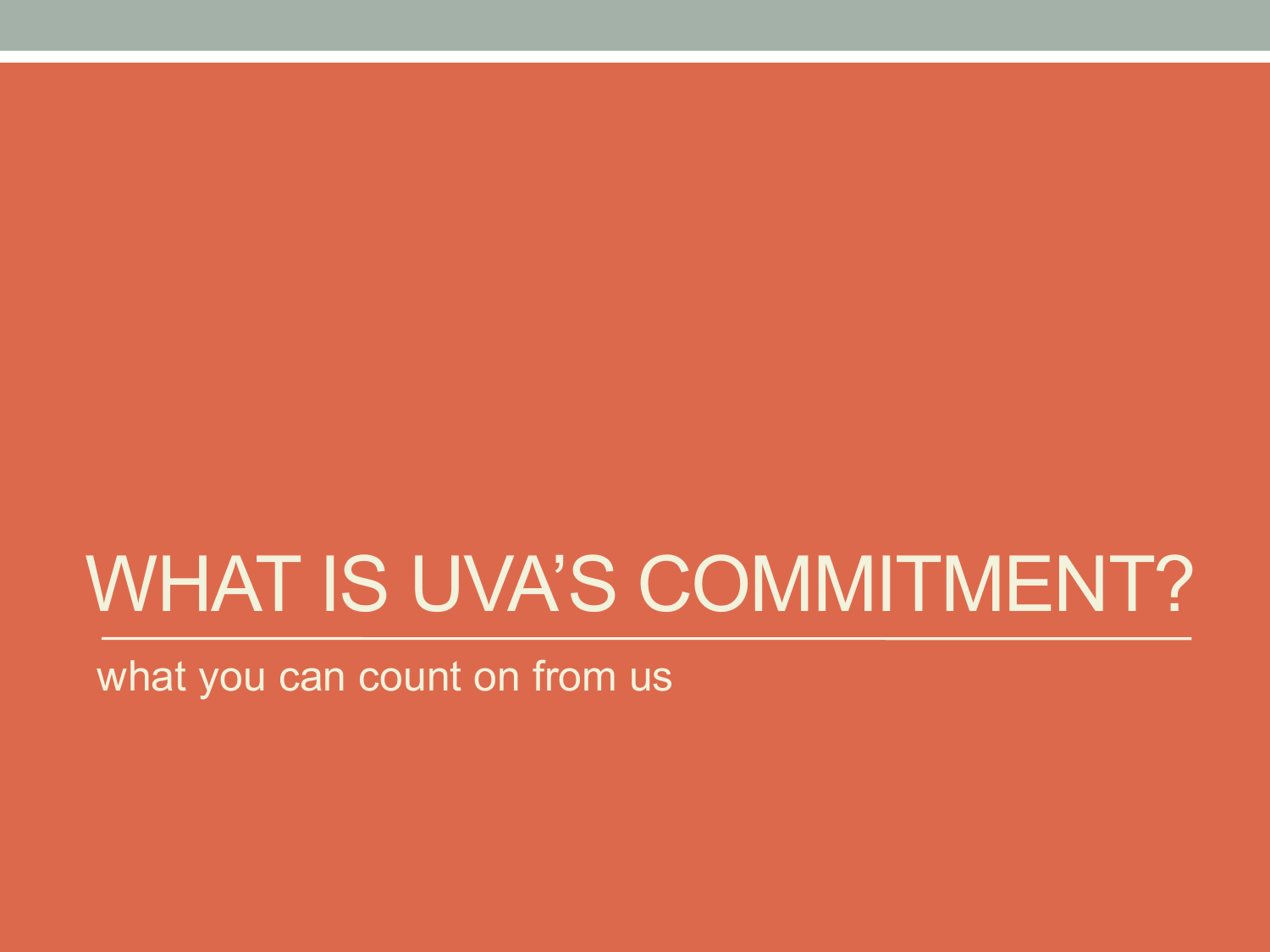# WHAT IS UVA'S COMMITMENT?

what you can count on from us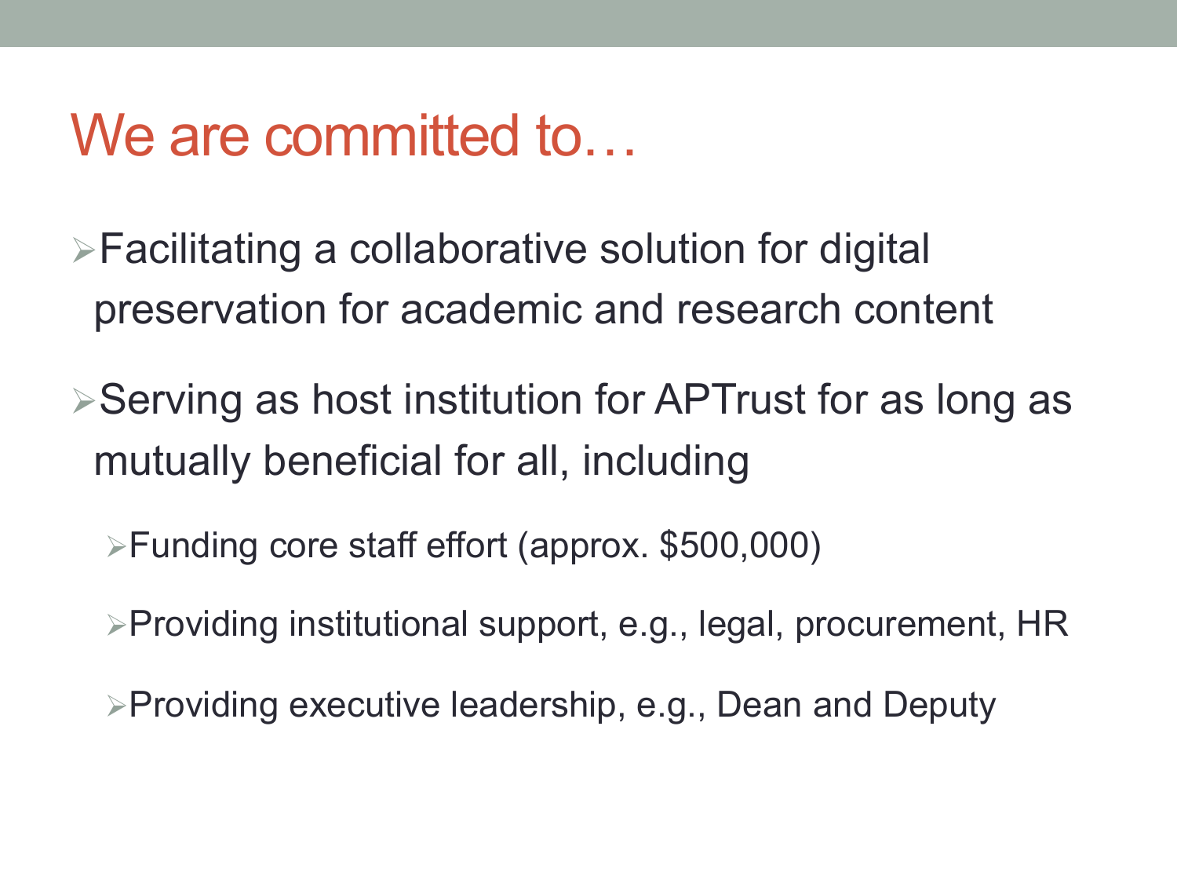# We are committed to…

- Facilitating a collaborative solution for digital preservation for academic and research content
- Serving as host institution for APTrust for as long as mutually beneficial for all, including
  - Funding core staff effort (approx. $500,000)
  - Providing institutional support, e.g., legal, procurement, HR
  - Providing executive leadership, e.g., Dean and Deputy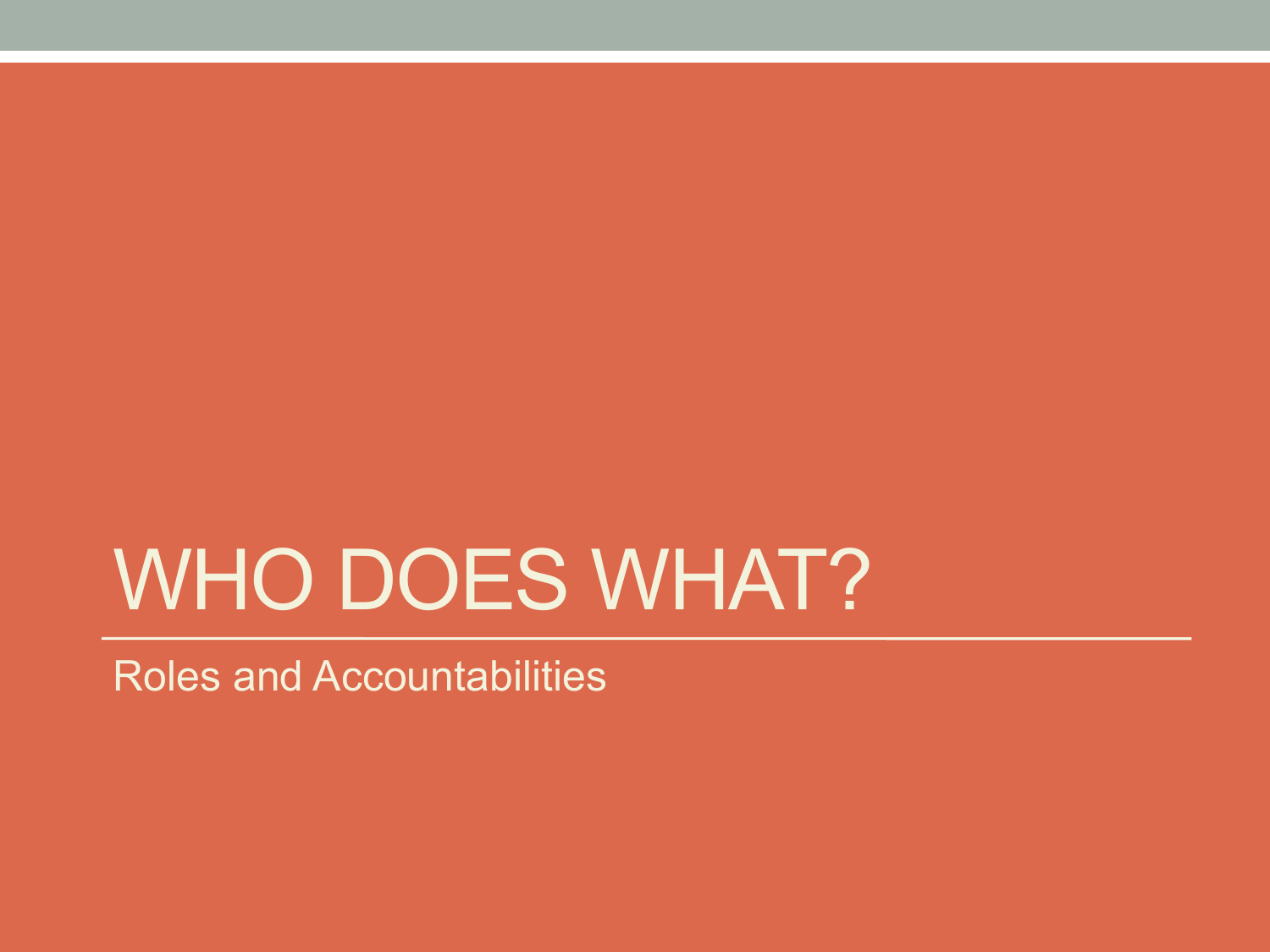# WHO DOES WHAT?

Roles and Accountabilities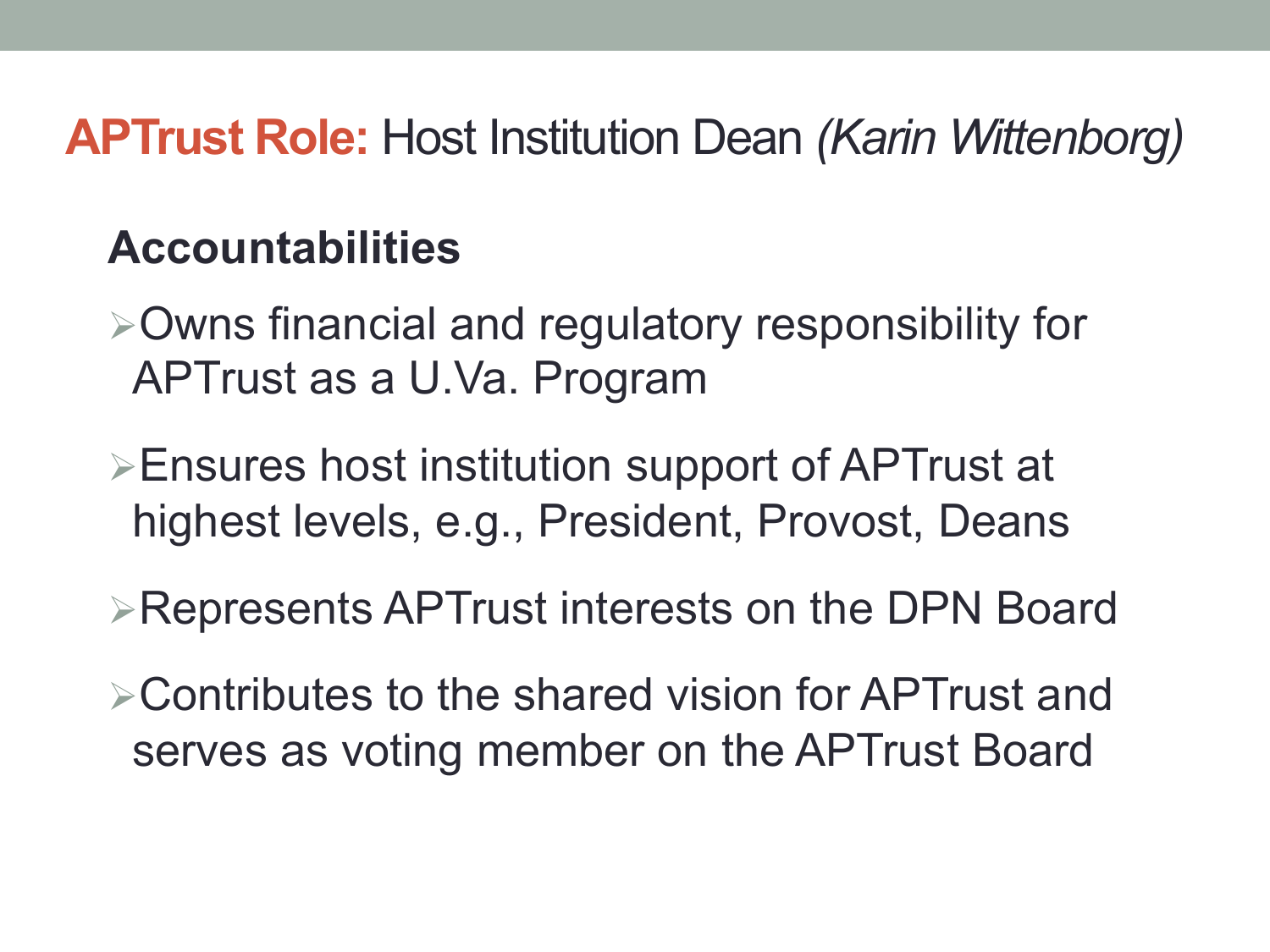# **APTrust Role:** Host Institution Dean *(Karin Wittenborg)*

## Accountabilities

- Owns financial and regulatory responsibility for APTrust as a U.Va. Program
- Ensures host institution support of APTrust at highest levels, e.g., President, Provost, Deans
- Represents APTrust interests on the DPN Board
- Contributes to the shared vision for APTrust and serves as voting member on the APTrust Board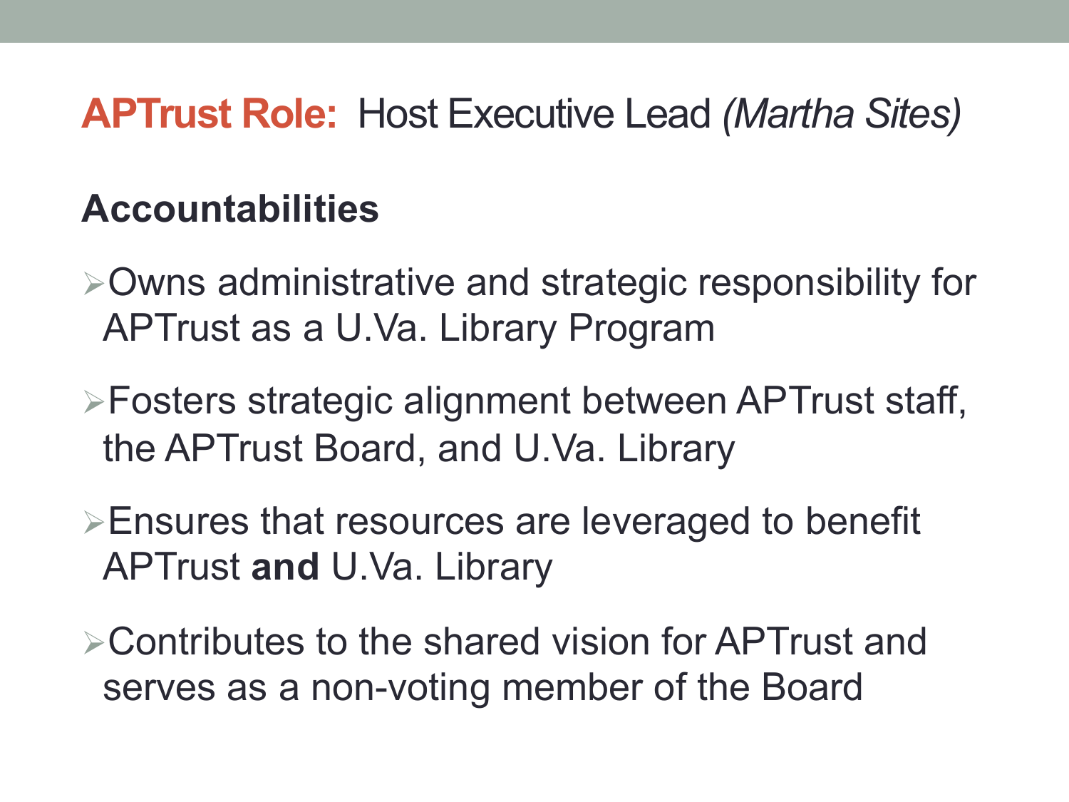# **APTrust Role:** Host Executive Lead *(Martha Sites)*

**Accountabilities**

- Owns administrative and strategic responsibility for APTrust as a U.Va. Library Program
- Fosters strategic alignment between APTrust staff, the APTrust Board, and U.Va. Library
- Ensures that resources are leveraged to benefit APTrust **and** U.Va. Library
- Contributes to the shared vision for APTrust and serves as a non-voting member of the Board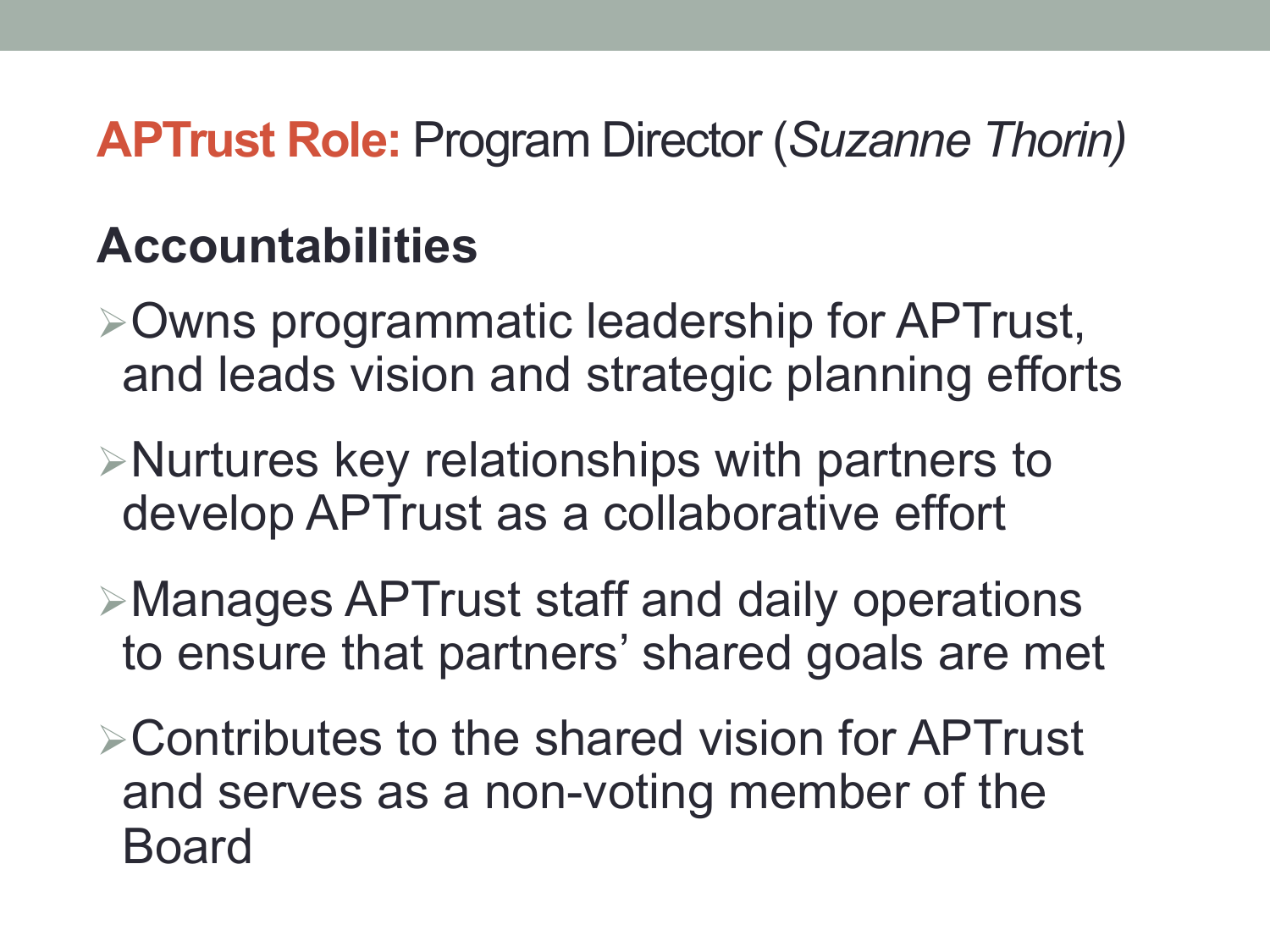## **APTrust Role:** Program Director (*Suzanne Thorin)*

### Accountabilities

- Owns programmatic leadership for APTrust, and leads vision and strategic planning efforts
- Nurtures key relationships with partners to develop APTrust as a collaborative effort
- Manages APTrust staff and daily operations to ensure that partners' shared goals are met
- Contributes to the shared vision for APTrust and serves as a non-voting member of the Board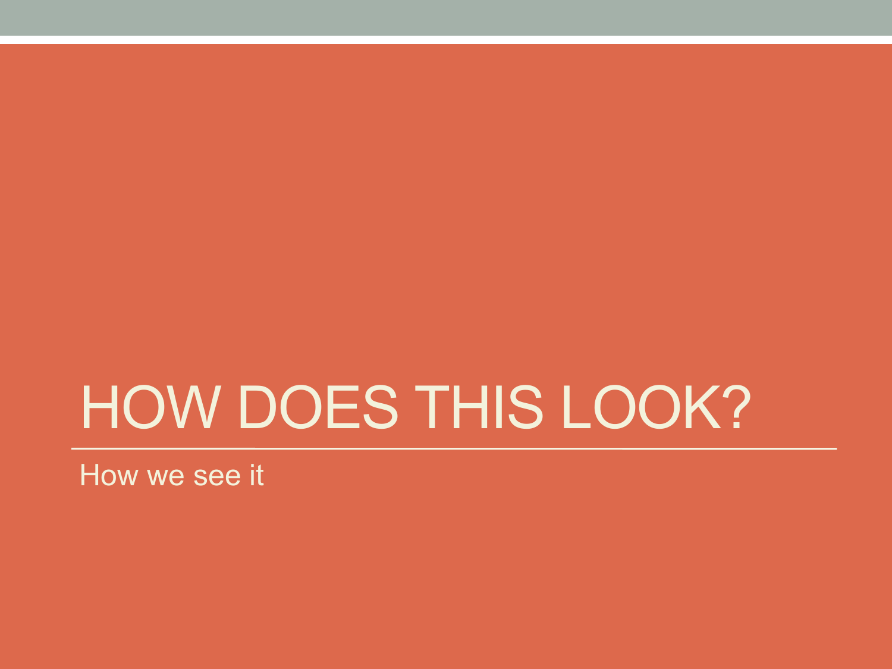# HOW DOES THIS LOOK?

How we see it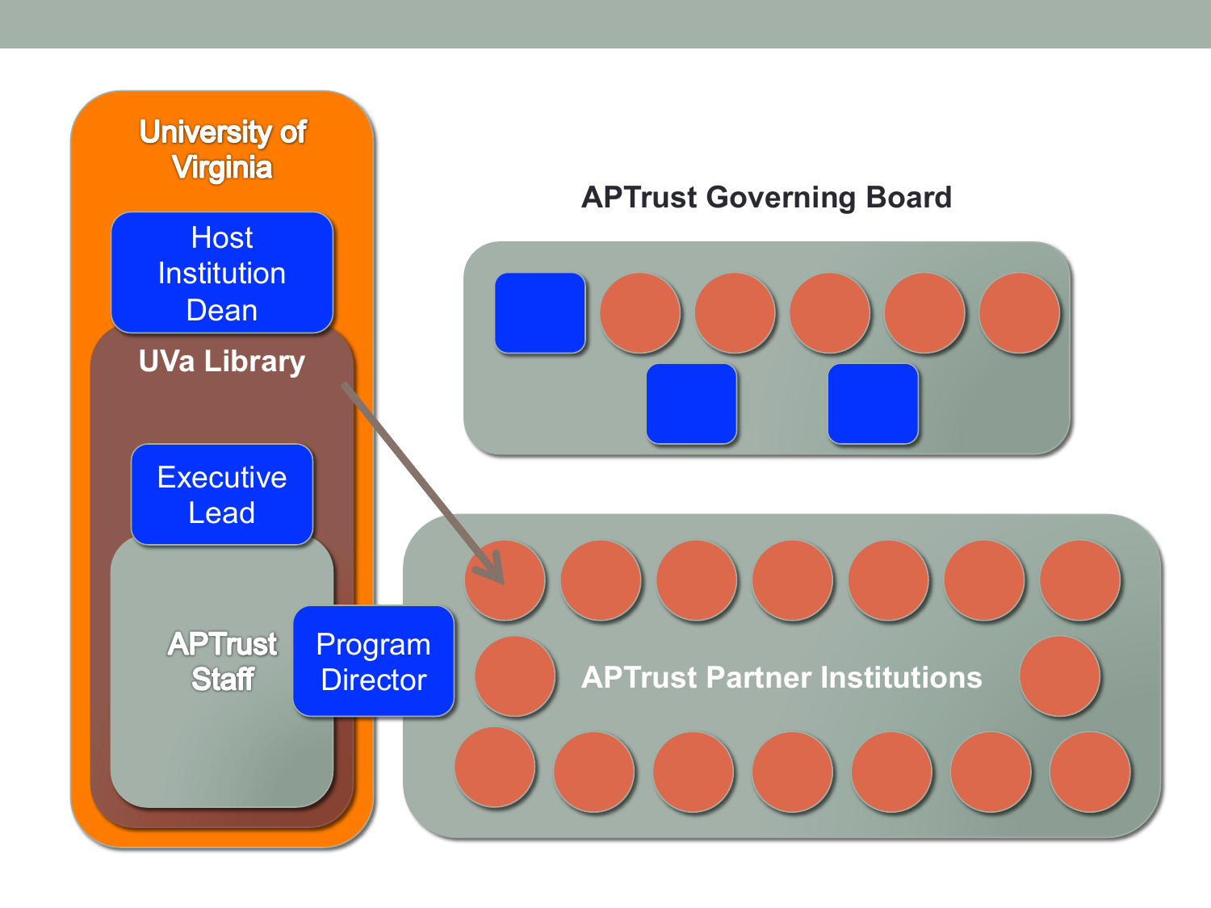University of Virginia

Host Institution Dean

UVa Library

Executive Lead

APTrust Staff

Program Director

APTrust Governing Board

APTrust Partner Institutions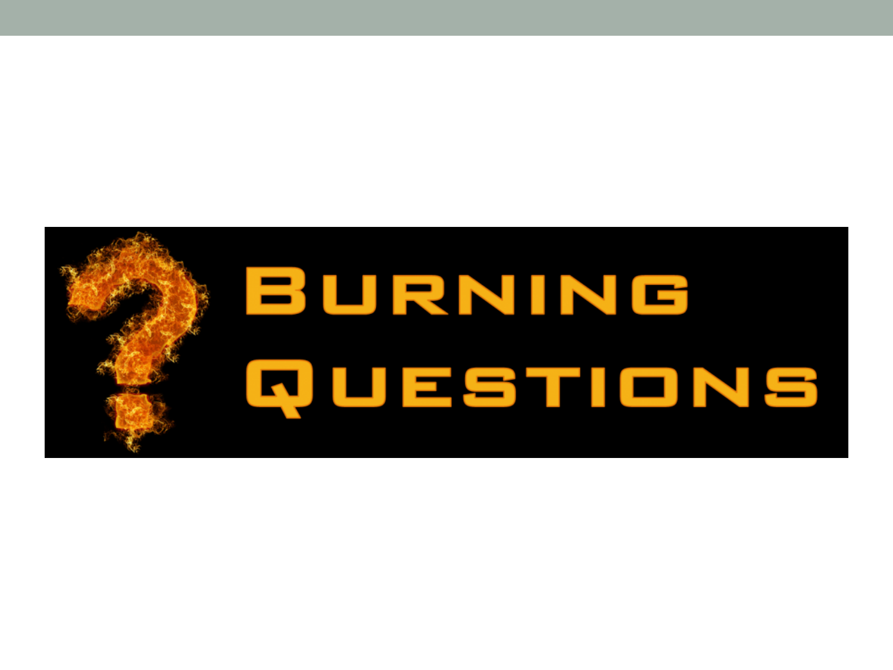# Burning Questions